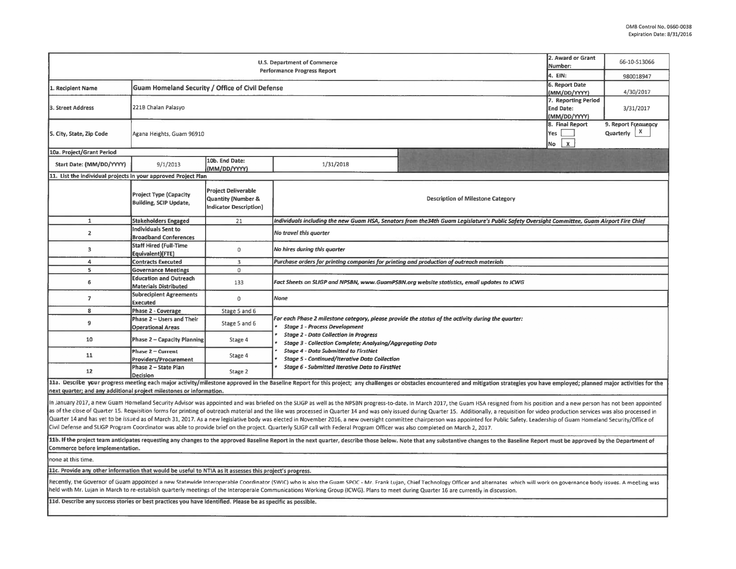OMB Control No. 0660-0038
Expiration Date: 8/31/2016

| U.S. Department of Commerce<br>Performance Progress Report | | | | 2. Award or Grant Number: | 66-10-S13066 |
|---|---|---|---|---|---|
| | | | | 4. EIN: | 980018947 |
| 1. Recipient Name | Guam Homeland Security / Office of Civil Defense | | | 6. Report Date (MM/DD/YYYY) | 4/30/2017 |
| 3. Street Address | 221B Chalan Palasyo | | | 7. Reporting Period End Date: (MM/DD/YYYY) | 3/31/2017 |
| 5. City, State, Zip Code | Agana Heights, Guam 96910 | | | 8. Final Report<br>Yes [ ]<br>No [X] | 9. Report Frequency<br>Quarterly [X] |
| 10a. Project/Grant Period | | | | | |
| Start Date: (MM/DD/YYYY) | 9/1/2013 | 10b. End Date: (MM/DD/YYYY) | 1/31/2018 | | |

11. List the individual projects in your approved Project Plan

| | Project Type (Capacity Building, SCIP Update, | Project Deliverable Quantity (Number & Indicator Description) | Description of Milestone Category |
|---|---|---|---|
| 1 | Stakeholders Engaged | 21 | *Individuals including the new Guam HSA, Senators from the34th Guam Legislature's Public Safety Oversight Committee, Guam Airport Fire Chief* |
| 2 | Individuals Sent to Broadband Conferences | | *No travel this quarter* |
| 3 | Staff Hired (Full-Time Equivalent)(FTE) | 0 | *No hires during this quarter* |
| 4 | Contracts Executed | 3 | *Purchase orders for printing companies for printing and production of outreach materials* |
| 5 | Governance Meetings | 0 | |
| 6 | Education and Outreach Materials Distributed | 133 | *Fact Sheets on SLIGP and NPSBN, www.GuamPSBN.org website statistics, email updates to ICWG* |
| 7 | Subrecipient Agreements Executed | 0 | *None* |
| 8 | Phase 2 - Coverage | Stage 5 and 6 | *For each Phase 2 milestone category, please provide the status of the activity during the quarter:*<br>• *Stage 1 - Process Development*<br>• *Stage 2 - Data Collection in Progress*<br>• *Stage 3 - Collection Complete; Analyzing/Aggregating Data*<br>• *Stage 4 - Data Submitted to FirstNet*<br>• *Stage 5 - Continued/Iterative Data Collection*<br>• *Stage 6 - Submitted Iterative Data to FirstNet* |
| 9 | Phase 2 – Users and Their Operational Areas | Stage 5 and 6 | |
| 10 | Phase 2 – Capacity Planning | Stage 4 | |
| 11 | Phase 2 – Current Providers/Procurement | Stage 4 | |
| 12 | Phase 2 – State Plan Decision | Stage 2 | |

**11a. Describe your progress meeting each major activity/milestone approved in the Baseline Report for this project; any challenges or obstacles encountered and mitigation strategies you have employed; planned major activities for the next quarter; and any additional project milestones or information.**

In January 2017, a new Guam Homeland Security Advisor was appointed and was briefed on the SLIGP as well as the NPSBN progress-to-date. In March 2017, the Guam HSA resigned from his position and a new person has not been appointed as of the close of Quarter 15. Requisition forms for printing of outreach material and the like was processed in Quarter 14 and was only issued during Quarter 15. Additionally, a requisition for video production services was also processed in Quarter 14 and has yet to be issued as of March 31, 2017. As a new legislative body was elected in November 2016, a new oversight committee chairperson was appointed for Public Safety. Leadership of Guam Homeland Security/Office of Civil Defense and SLIGP Program Coordinator was able to provide brief on the project. Quarterly SLIGP call with Federal Program Officer was also completed on March 2, 2017.

**11b. If the project team anticipates requesting any changes to the approved Baseline Report in the next quarter, describe those below. Note that any substantive changes to the Baseline Report must be approved by the Department of Commerce before implementation.**

none at this time.

**11c. Provide any other information that would be useful to NTIA as it assesses this project's progress.**

Recently, the Governor of Guam appointed a new Statewide Interoperable Coordinator (SWIC) who is also the Guam SPOC - Mr. Frank Lujan, Chief Technology Officer and alternates which will work on governance body issues. A meeting was held with Mr. Lujan in March to re-establish quarterly meetings of the Interoperale Communications Working Group (ICWG). Plans to meet during Quarter 16 are currently in discussion.

**11d. Describe any success stories or best practices you have identified. Please be as specific as possible.**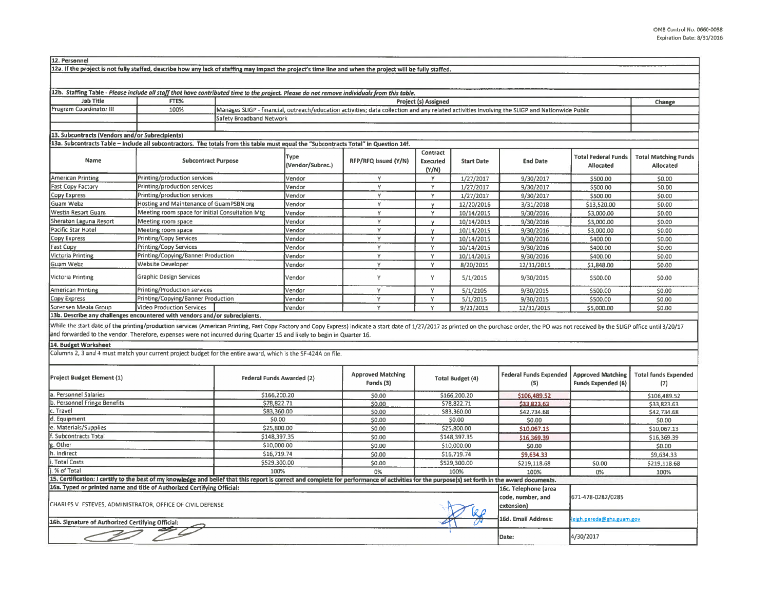**12. Personnel**

**12a. If the project is not fully staffed, describe how any lack of staffing may impact the project's time line and when the project will be fully staffed.**

**12b. Staffing Table** - *Please include all staff that have contributed time to the project. Please do not remove individuals from this table.*

| Job Title | FTE% | Project (s) Assigned | Change |
|---|---|---|---|
| Program Coordinator III | 100% | Manages SLIGP - financial, outreach/education activities; data collection and any related activities involving the SLIGP and Nationwide Public Safety Broadband Network | |
| | | | |

**13. Subcontracts (Vendors and/or Subrecipients)**

**13a. Subcontracts Table – Include all subcontractors. The totals from this table must equal the "Subcontracts Total" in Question 14f.**

| Name | Subcontract Purpose | Type (Vendor/Subrec.) | RFP/RFQ Issued (Y/N) | Contract Executed (Y/N) | Start Date | End Date | Total Federal Funds Allocated | Total Matching Funds Allocated |
|---|---|---|---|---|---|---|---|---|
| American Printing | Printing/production services | Vendor | Y | Y | 1/27/2017 | 9/30/2017 | $500.00 | $0.00 |
| Fast Copy Factory | Printing/production services | Vendor | Y | Y | 1/27/2017 | 9/30/2017 | $500.00 | $0.00 |
| Copy Express | Printing/production services | Vendor | Y | Y | 1/27/2017 | 9/30/2017 | $500.00 | $0.00 |
| Guam Webz | Hosting and Maintenance of GuamPSBN.org | Vendor | Y | y | 12/20/2016 | 3/31/2018 | $13,520.00 | $0.00 |
| Westin Resort Guam | Meeting room space for Initial Consultation Mtg | Vendor | Y | Y | 10/14/2015 | 9/30/2016 | $3,000.00 | $0.00 |
| Sheraton Laguna Resort | Meeting room space | Vendor | Y | y | 10/14/2015 | 9/30/2016 | $3,000.00 | $0.00 |
| Pacific Star Hotel | Meeting room space | Vendor | Y | y | 10/14/2015 | 9/30/2016 | $3,000.00 | $0.00 |
| Copy Express | Printing/Copy Services | Vendor | Y | Y | 10/14/2015 | 9/30/2016 | $400.00 | $0.00 |
| Fast Copy | Printing/Copy Services | Vendor | Y | Y | 10/14/2015 | 9/30/2016 | $400.00 | $0.00 |
| Victoria Printing | Printing/Copying/Banner Production | Vendor | Y | Y | 10/14/2015 | 9/30/2016 | $400.00 | $0.00 |
| Guam Webz | Website Developer | Vendor | Y | Y | 8/20/2015 | 12/31/2015 | $1,848.00 | $0.00 |
| Victoria Printing | Graphic Design Services | Vendor | Y | Y | 5/1/2015 | 9/30/2015 | $500.00 | $0.00 |
| American Printing | Printing/Production services | Vendor | Y | Y | 5/1/2105 | 9/30/2015 | $500.00 | $0.00 |
| Copy Express | Printing/Copying/Banner Production | Vendor | Y | Y | 5/1/2015 | 9/30/2015 | $500.00 | $0.00 |
| Sorensen Media Group | Video Production Services | Vendor | Y | Y | 9/21/2015 | 12/31/2015 | $5,000.00 | $0.00 |

**13b. Describe any challenges encountered with vendors and/or subrecipients.**

While the start date of the printing/production services (American Printing, Fast Copy Factory and Copy Express) indicate a start date of 1/27/2017 as printed on the purchase order, the PO was not received by the SLIGP office until 3/20/17 and forwarded to the vendor. Therefore, expenses were not incurred during Quarter 15 and likely to begin in Quarter 16.

**14. Budget Worksheet**

Columns 2, 3 and 4 must match your current project budget for the entire award, which is the SF-424A on file.

| Project Budget Element (1) | Federal Funds Awarded (2) | Approved Matching Funds (3) | Total Budget (4) | Federal Funds Expended (5) | Approved Matching Funds Expended (6) | Total funds Expended (7) |
|---|---|---|---|---|---|---|
| a. Personnel Salaries | $166,200.20 | $0.00 | $166,200.20 | $106,489.52 | | $106,489.52 |
| b. Personnel Fringe Benefits | $78,822.71 | $0.00 | $78,822.71 | $33,823.63 | | $33,823.63 |
| c. Travel | $83,360.00 | $0.00 | $83,360.00 | $42,734.68 | | $42,734.68 |
| d. Equipment | $0.00 | $0.00 | $0.00 | $0.00 | | $0.00 |
| e. Materials/Supplies | $25,800.00 | $0.00 | $25,800.00 | $10,067.13 | | $10,067.13 |
| f. Subcontracts Total | $148,397.35 | $0.00 | $148,397.35 | $16,369.39 | | $16,369.39 |
| g. Other | $10,000.00 | $0.00 | $10,000.00 | $0.00 | | $0.00 |
| h. Indirect | $16,719.74 | $0.00 | $16,719.74 | $9,634.33 | | $9,634.33 |
| i. Total Costs | $529,300.00 | $0.00 | $529,300.00 | $219,118.68 | $0.00 | $219,118.68 |
| j. % of Total | 100% | 0% | 100% | 100% | 0% | 100% |

**15. Certification: I certify to the best of my knowledge and belief that this report is correct and complete for performance of activities for the purpose(s) set forth in the award documents.**

| | | |
|---|---|---|
| **16a. Typed or printed name and title of Authorized Certifying Official:** CHARLES V. ESTEVES, ADMINISTRATOR, OFFICE OF CIVIL DEFENSE | **16c. Telephone (area code, number, and extension)** | 671-478-0282/0285 |
| | **16d. Email Address:** | leigh.pereda@ghs.guam.gov |
| **16b. Signature of Authorized Certifying Official:** | **Date:** | 4/30/2017 |